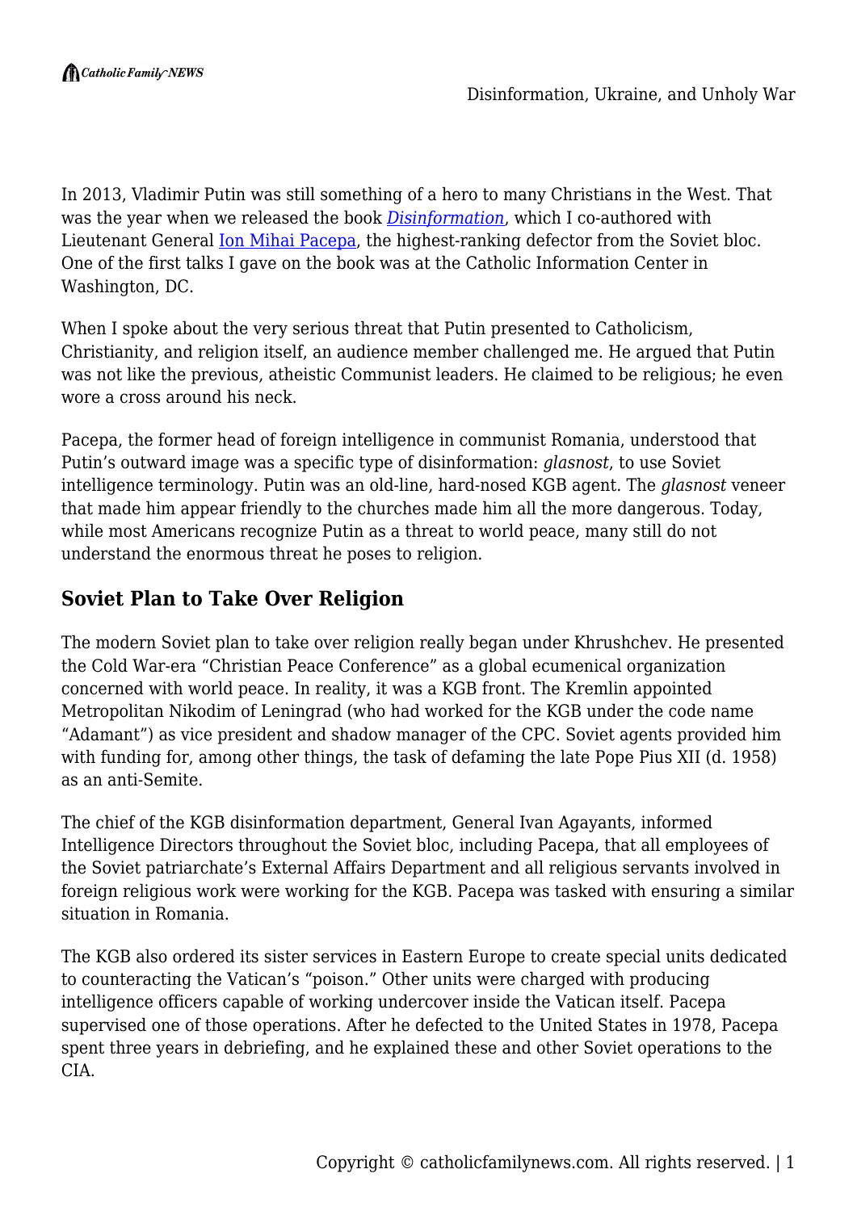In 2013, Vladimir Putin was still something of a hero to many Christians in the West. That was the year when we released the book [*Disinformation*](), which I co-authored with Lieutenant General [Ion Mihai Pacepa](), the highest-ranking defector from the Soviet bloc. One of the first talks I gave on the book was at the Catholic Information Center in Washington, DC.

When I spoke about the very serious threat that Putin presented to Catholicism, Christianity, and religion itself, an audience member challenged me. He argued that Putin was not like the previous, atheistic Communist leaders. He claimed to be religious; he even wore a cross around his neck.

Pacepa, the former head of foreign intelligence in communist Romania, understood that Putin's outward image was a specific type of disinformation: *glasnost*, to use Soviet intelligence terminology. Putin was an old-line, hard-nosed KGB agent. The *glasnost* veneer that made him appear friendly to the churches made him all the more dangerous. Today, while most Americans recognize Putin as a threat to world peace, many still do not understand the enormous threat he poses to religion.

## Soviet Plan to Take Over Religion

The modern Soviet plan to take over religion really began under Khrushchev. He presented the Cold War-era "Christian Peace Conference" as a global ecumenical organization concerned with world peace. In reality, it was a KGB front. The Kremlin appointed Metropolitan Nikodim of Leningrad (who had worked for the KGB under the code name "Adamant") as vice president and shadow manager of the CPC. Soviet agents provided him with funding for, among other things, the task of defaming the late Pope Pius XII (d. 1958) as an anti-Semite.

The chief of the KGB disinformation department, General Ivan Agayants, informed Intelligence Directors throughout the Soviet bloc, including Pacepa, that all employees of the Soviet patriarchate's External Affairs Department and all religious servants involved in foreign religious work were working for the KGB. Pacepa was tasked with ensuring a similar situation in Romania.

The KGB also ordered its sister services in Eastern Europe to create special units dedicated to counteracting the Vatican's "poison." Other units were charged with producing intelligence officers capable of working undercover inside the Vatican itself. Pacepa supervised one of those operations. After he defected to the United States in 1978, Pacepa spent three years in debriefing, and he explained these and other Soviet operations to the CIA.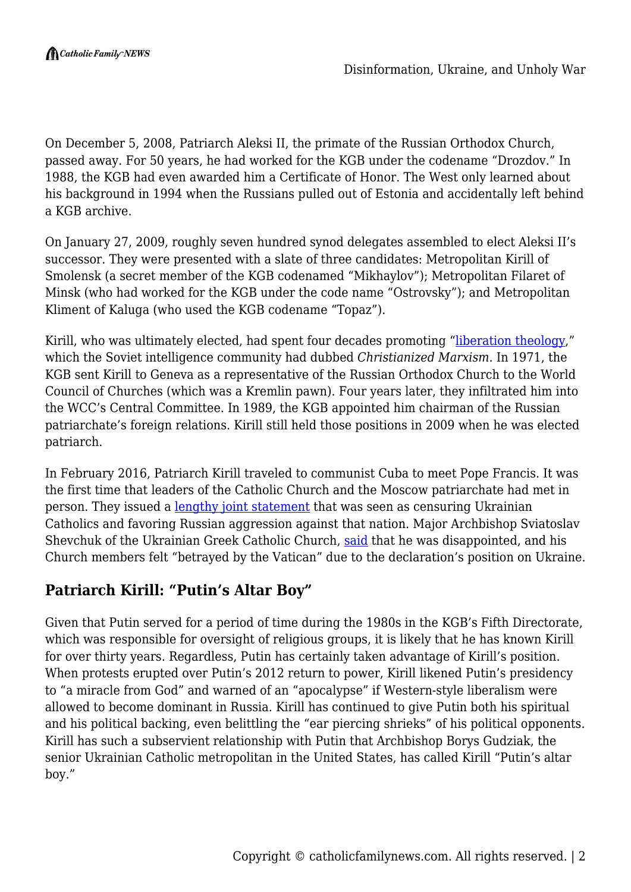On December 5, 2008, Patriarch Aleksi II, the primate of the Russian Orthodox Church, passed away. For 50 years, he had worked for the KGB under the codename "Drozdov." In 1988, the KGB had even awarded him a Certificate of Honor. The West only learned about his background in 1994 when the Russians pulled out of Estonia and accidentally left behind a KGB archive.

On January 27, 2009, roughly seven hundred synod delegates assembled to elect Aleksi II's successor. They were presented with a slate of three candidates: Metropolitan Kirill of Smolensk (a secret member of the KGB codenamed "Mikhaylov"); Metropolitan Filaret of Minsk (who had worked for the KGB under the code name "Ostrovsky"); and Metropolitan Kliment of Kaluga (who used the KGB codename "Topaz").

Kirill, who was ultimately elected, had spent four decades promoting "liberation theology," which the Soviet intelligence community had dubbed *Christianized Marxism*. In 1971, the KGB sent Kirill to Geneva as a representative of the Russian Orthodox Church to the World Council of Churches (which was a Kremlin pawn). Four years later, they infiltrated him into the WCC's Central Committee. In 1989, the KGB appointed him chairman of the Russian patriarchate's foreign relations. Kirill still held those positions in 2009 when he was elected patriarch.

In February 2016, Patriarch Kirill traveled to communist Cuba to meet Pope Francis. It was the first time that leaders of the Catholic Church and the Moscow patriarchate had met in person. They issued a lengthy joint statement that was seen as censuring Ukrainian Catholics and favoring Russian aggression against that nation. Major Archbishop Sviatoslav Shevchuk of the Ukrainian Greek Catholic Church, said that he was disappointed, and his Church members felt "betrayed by the Vatican" due to the declaration's position on Ukraine.

## Patriarch Kirill: "Putin's Altar Boy"

Given that Putin served for a period of time during the 1980s in the KGB's Fifth Directorate, which was responsible for oversight of religious groups, it is likely that he has known Kirill for over thirty years. Regardless, Putin has certainly taken advantage of Kirill's position. When protests erupted over Putin's 2012 return to power, Kirill likened Putin's presidency to "a miracle from God" and warned of an "apocalypse" if Western-style liberalism were allowed to become dominant in Russia. Kirill has continued to give Putin both his spiritual and his political backing, even belittling the "ear piercing shrieks" of his political opponents. Kirill has such a subservient relationship with Putin that Archbishop Borys Gudziak, the senior Ukrainian Catholic metropolitan in the United States, has called Kirill "Putin's altar boy."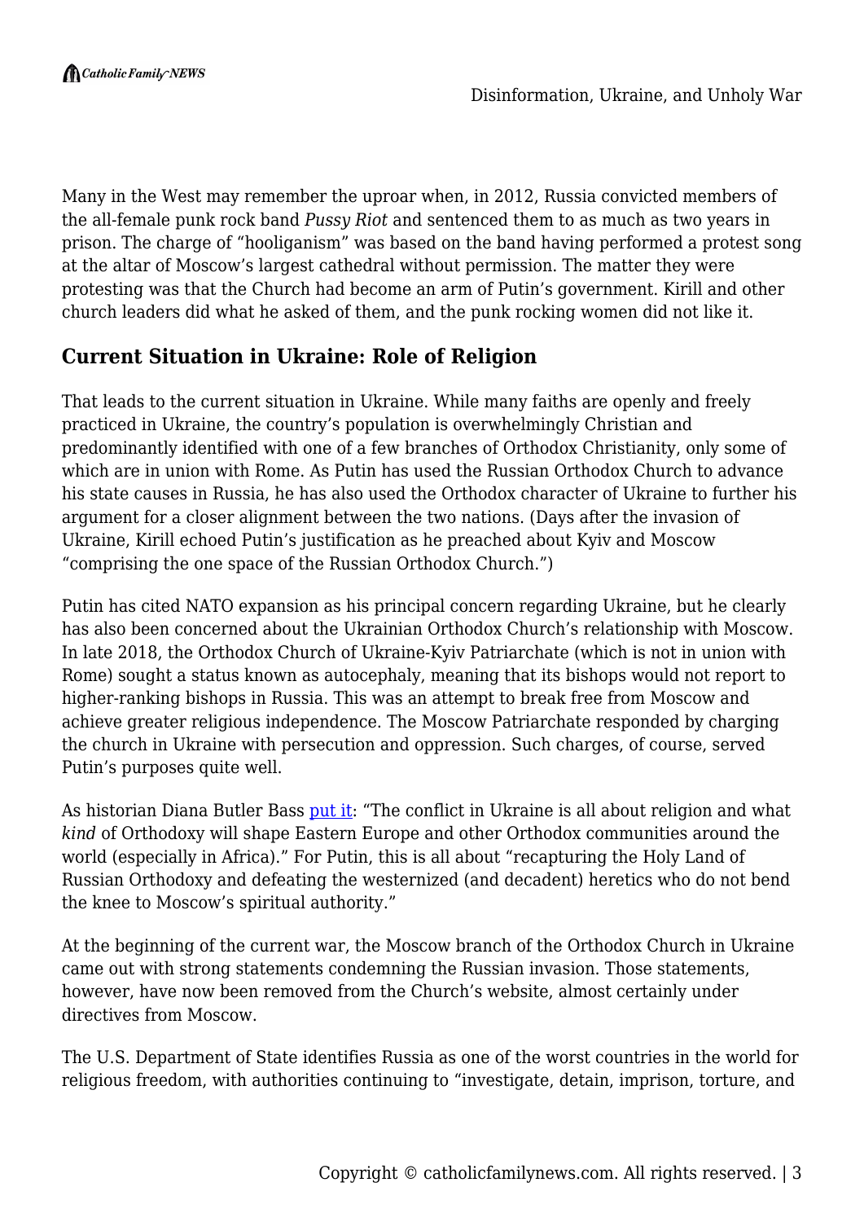Many in the West may remember the uproar when, in 2012, Russia convicted members of the all-female punk rock band *Pussy Riot* and sentenced them to as much as two years in prison. The charge of "hooliganism" was based on the band having performed a protest song at the altar of Moscow's largest cathedral without permission. The matter they were protesting was that the Church had become an arm of Putin's government. Kirill and other church leaders did what he asked of them, and the punk rocking women did not like it.

## Current Situation in Ukraine: Role of Religion

That leads to the current situation in Ukraine. While many faiths are openly and freely practiced in Ukraine, the country's population is overwhelmingly Christian and predominantly identified with one of a few branches of Orthodox Christianity, only some of which are in union with Rome. As Putin has used the Russian Orthodox Church to advance his state causes in Russia, he has also used the Orthodox character of Ukraine to further his argument for a closer alignment between the two nations. (Days after the invasion of Ukraine, Kirill echoed Putin's justification as he preached about Kyiv and Moscow "comprising the one space of the Russian Orthodox Church.")

Putin has cited NATO expansion as his principal concern regarding Ukraine, but he clearly has also been concerned about the Ukrainian Orthodox Church's relationship with Moscow. In late 2018, the Orthodox Church of Ukraine-Kyiv Patriarchate (which is not in union with Rome) sought a status known as autocephaly, meaning that its bishops would not report to higher-ranking bishops in Russia. This was an attempt to break free from Moscow and achieve greater religious independence. The Moscow Patriarchate responded by charging the church in Ukraine with persecution and oppression. Such charges, of course, served Putin's purposes quite well.

As historian Diana Butler Bass [put it](put it): "The conflict in Ukraine is all about religion and what *kind* of Orthodoxy will shape Eastern Europe and other Orthodox communities around the world (especially in Africa)." For Putin, this is all about "recapturing the Holy Land of Russian Orthodoxy and defeating the westernized (and decadent) heretics who do not bend the knee to Moscow's spiritual authority."

At the beginning of the current war, the Moscow branch of the Orthodox Church in Ukraine came out with strong statements condemning the Russian invasion. Those statements, however, have now been removed from the Church's website, almost certainly under directives from Moscow.

The U.S. Department of State identifies Russia as one of the worst countries in the world for religious freedom, with authorities continuing to "investigate, detain, imprison, torture, and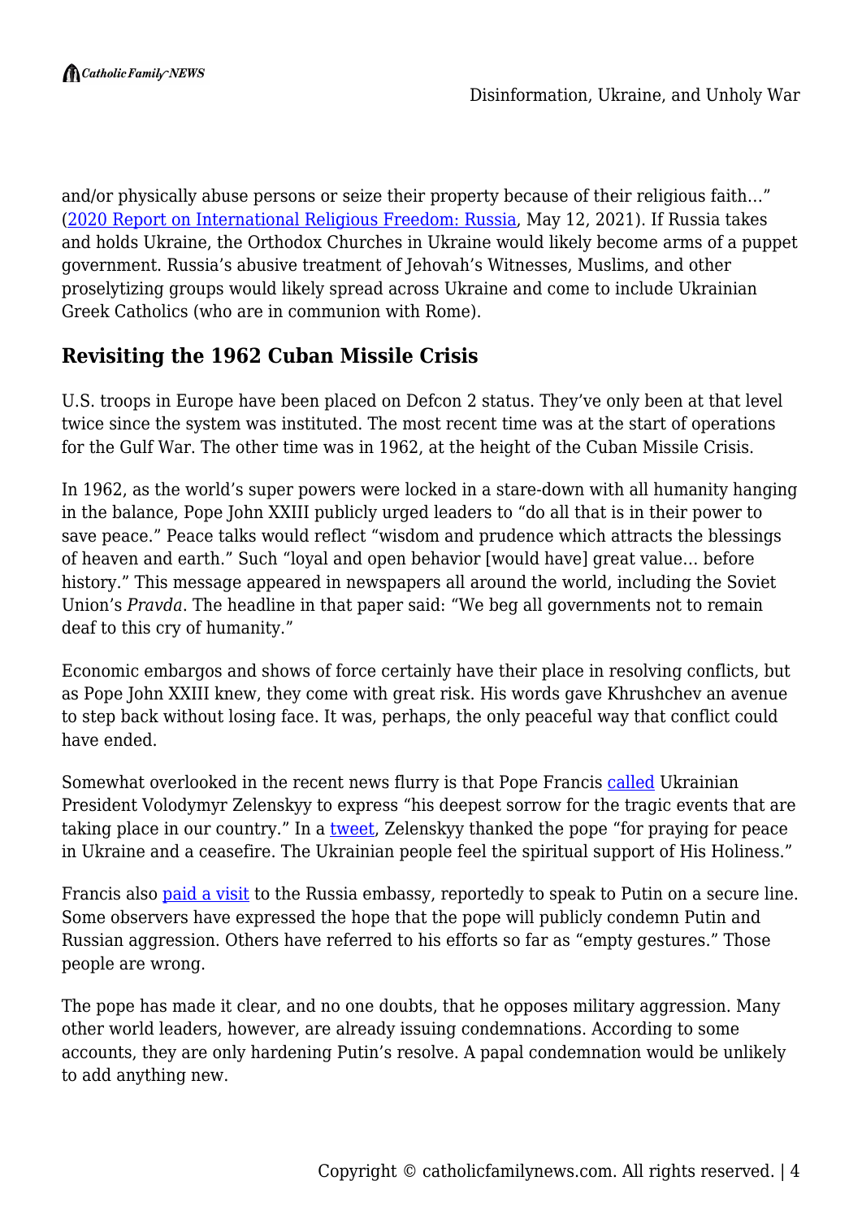and/or physically abuse persons or seize their property because of their religious faith…" ([2020 Report on International Religious Freedom: Russia](), May 12, 2021). If Russia takes and holds Ukraine, the Orthodox Churches in Ukraine would likely become arms of a puppet government. Russia's abusive treatment of Jehovah's Witnesses, Muslims, and other proselytizing groups would likely spread across Ukraine and come to include Ukrainian Greek Catholics (who are in communion with Rome).

## Revisiting the 1962 Cuban Missile Crisis

U.S. troops in Europe have been placed on Defcon 2 status. They've only been at that level twice since the system was instituted. The most recent time was at the start of operations for the Gulf War. The other time was in 1962, at the height of the Cuban Missile Crisis.

In 1962, as the world's super powers were locked in a stare-down with all humanity hanging in the balance, Pope John XXIII publicly urged leaders to "do all that is in their power to save peace." Peace talks would reflect "wisdom and prudence which attracts the blessings of heaven and earth." Such "loyal and open behavior [would have] great value… before history." This message appeared in newspapers all around the world, including the Soviet Union's *Pravda*. The headline in that paper said: "We beg all governments not to remain deaf to this cry of humanity."

Economic embargos and shows of force certainly have their place in resolving conflicts, but as Pope John XXIII knew, they come with great risk. His words gave Khrushchev an avenue to step back without losing face. It was, perhaps, the only peaceful way that conflict could have ended.

Somewhat overlooked in the recent news flurry is that Pope Francis [called]() Ukrainian President Volodymyr Zelenskyy to express "his deepest sorrow for the tragic events that are taking place in our country." In a [tweet](), Zelenskyy thanked the pope "for praying for peace in Ukraine and a ceasefire. The Ukrainian people feel the spiritual support of His Holiness."

Francis also [paid a visit]() to the Russia embassy, reportedly to speak to Putin on a secure line. Some observers have expressed the hope that the pope will publicly condemn Putin and Russian aggression. Others have referred to his efforts so far as "empty gestures." Those people are wrong.

The pope has made it clear, and no one doubts, that he opposes military aggression. Many other world leaders, however, are already issuing condemnations. According to some accounts, they are only hardening Putin's resolve. A papal condemnation would be unlikely to add anything new.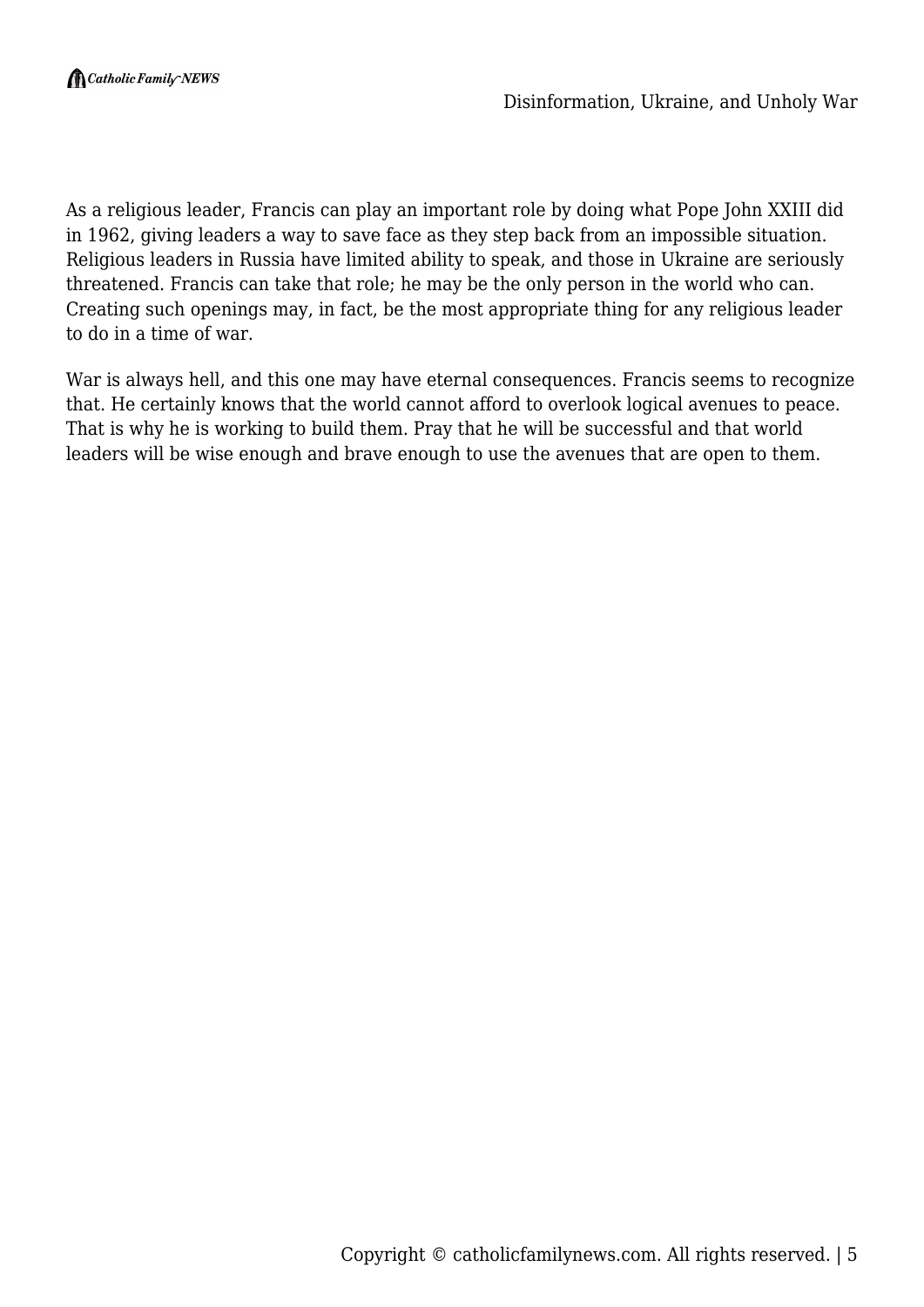As a religious leader, Francis can play an important role by doing what Pope John XXIII did in 1962, giving leaders a way to save face as they step back from an impossible situation. Religious leaders in Russia have limited ability to speak, and those in Ukraine are seriously threatened. Francis can take that role; he may be the only person in the world who can. Creating such openings may, in fact, be the most appropriate thing for any religious leader to do in a time of war.

War is always hell, and this one may have eternal consequences. Francis seems to recognize that. He certainly knows that the world cannot afford to overlook logical avenues to peace. That is why he is working to build them. Pray that he will be successful and that world leaders will be wise enough and brave enough to use the avenues that are open to them.